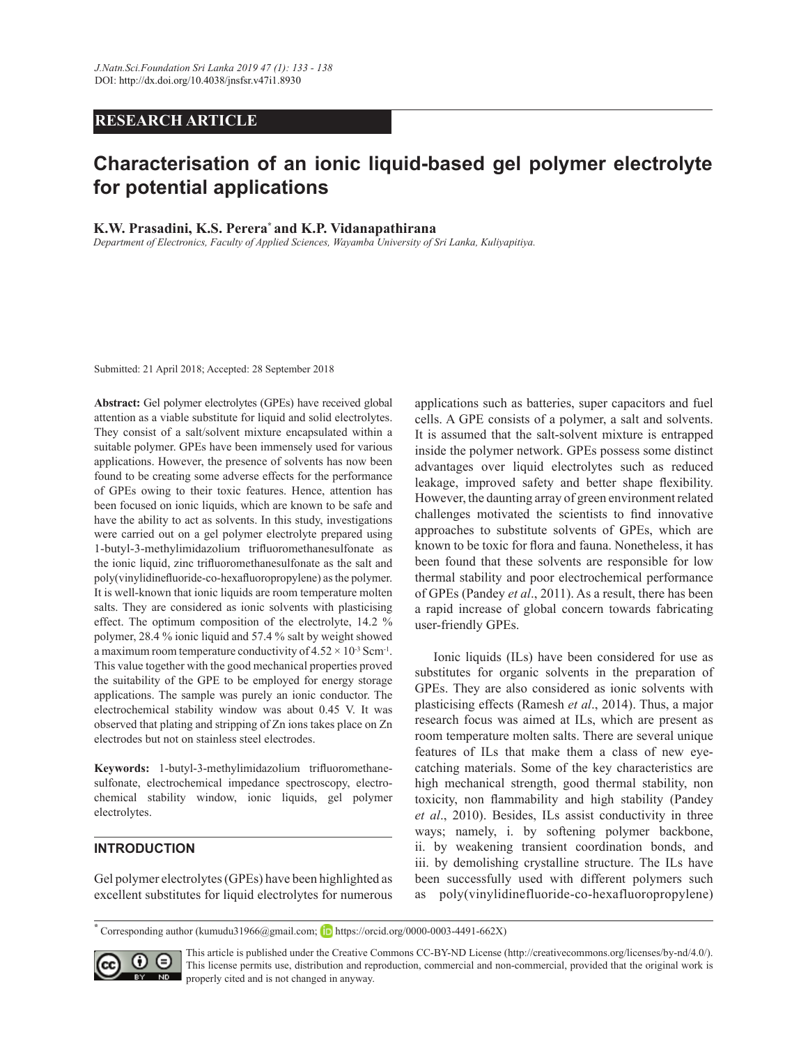RESEARCH ARTICLE

# Characterisation of an ionic liquid-based gel polymer electrolyte for potential applications

**K.W. Prasadini, K.S. Perera\* and K.P. Vidanapathirana**

*Department of Electronics, Faculty of Applied Sciences, Wayamba University of Sri Lanka, Kuliyapitiya.*

Submitted: 21 April 2018; Accepted: 28 September 2018

**Abstract:** Gel polymer electrolytes (GPEs) have received global attention as a viable substitute for liquid and solid electrolytes. They consist of a salt/solvent mixture encapsulated within a suitable polymer. GPEs have been immensely used for various applications. However, the presence of solvents has now been found to be creating some adverse effects for the performance of GPEs owing to their toxic features. Hence, attention has been focused on ionic liquids, which are known to be safe and have the ability to act as solvents. In this study, investigations were carried out on a gel polymer electrolyte prepared using 1-butyl-3-methylimidazolium trifluoromethanesulfonate as the ionic liquid, zinc trifluoromethanesulfonate as the salt and poly(vinylidinefluoride-co-hexafluoropropylene) as the polymer. It is well-known that ionic liquids are room temperature molten salts. They are considered as ionic solvents with plasticising effect. The optimum composition of the electrolyte, 14.2 % polymer, 28.4 % ionic liquid and 57.4 % salt by weight showed a maximum room temperature conductivity of $4.52 \times 10^{-3}$ $Scm^{-1}$. This value together with the good mechanical properties proved the suitability of the GPE to be employed for energy storage applications. The sample was purely an ionic conductor. The electrochemical stability window was about 0.45 V. It was observed that plating and stripping of Zn ions takes place on Zn electrodes but not on stainless steel electrodes.

**Keywords:** 1-butyl-3-methylimidazolium trifluoromethanesulfonate, electrochemical impedance spectroscopy, electrochemical stability window, ionic liquids, gel polymer electrolytes.

## INTRODUCTION

Gel polymer electrolytes (GPEs) have been highlighted as excellent substitutes for liquid electrolytes for numerous applications such as batteries, super capacitors and fuel cells. A GPE consists of a polymer, a salt and solvents. It is assumed that the salt-solvent mixture is entrapped inside the polymer network. GPEs possess some distinct advantages over liquid electrolytes such as reduced leakage, improved safety and better shape flexibility. However, the daunting array of green environment related challenges motivated the scientists to find innovative approaches to substitute solvents of GPEs, which are known to be toxic for flora and fauna. Nonetheless, it has been found that these solvents are responsible for low thermal stability and poor electrochemical performance of GPEs (Pandey *et al*., 2011). As a result, there has been a rapid increase of global concern towards fabricating user-friendly GPEs.

Ionic liquids (ILs) have been considered for use as substitutes for organic solvents in the preparation of GPEs. They are also considered as ionic solvents with plasticising effects (Ramesh *et al*., 2014). Thus, a major research focus was aimed at ILs, which are present as room temperature molten salts. There are several unique features of ILs that make them a class of new eye-catching materials. Some of the key characteristics are high mechanical strength, good thermal stability, non toxicity, non flammability and high stability (Pandey *et al*., 2010). Besides, ILs assist conductivity in three ways; namely, i. by softening polymer backbone, ii. by weakening transient coordination bonds, and iii. by demolishing crystalline structure. The ILs have been successfully used with different polymers such as poly(vinylidinefluoride-co-hexafluoropropylene)

\* Corresponding author (kumudu31966@gmail.com; https://orcid.org/0000-0003-4491-662X)

This article is published under the Creative Commons CC-BY-ND License (http://creativecommons.org/licenses/by-nd/4.0/). This license permits use, distribution and reproduction, commercial and non-commercial, provided that the original work is properly cited and is not changed in anyway.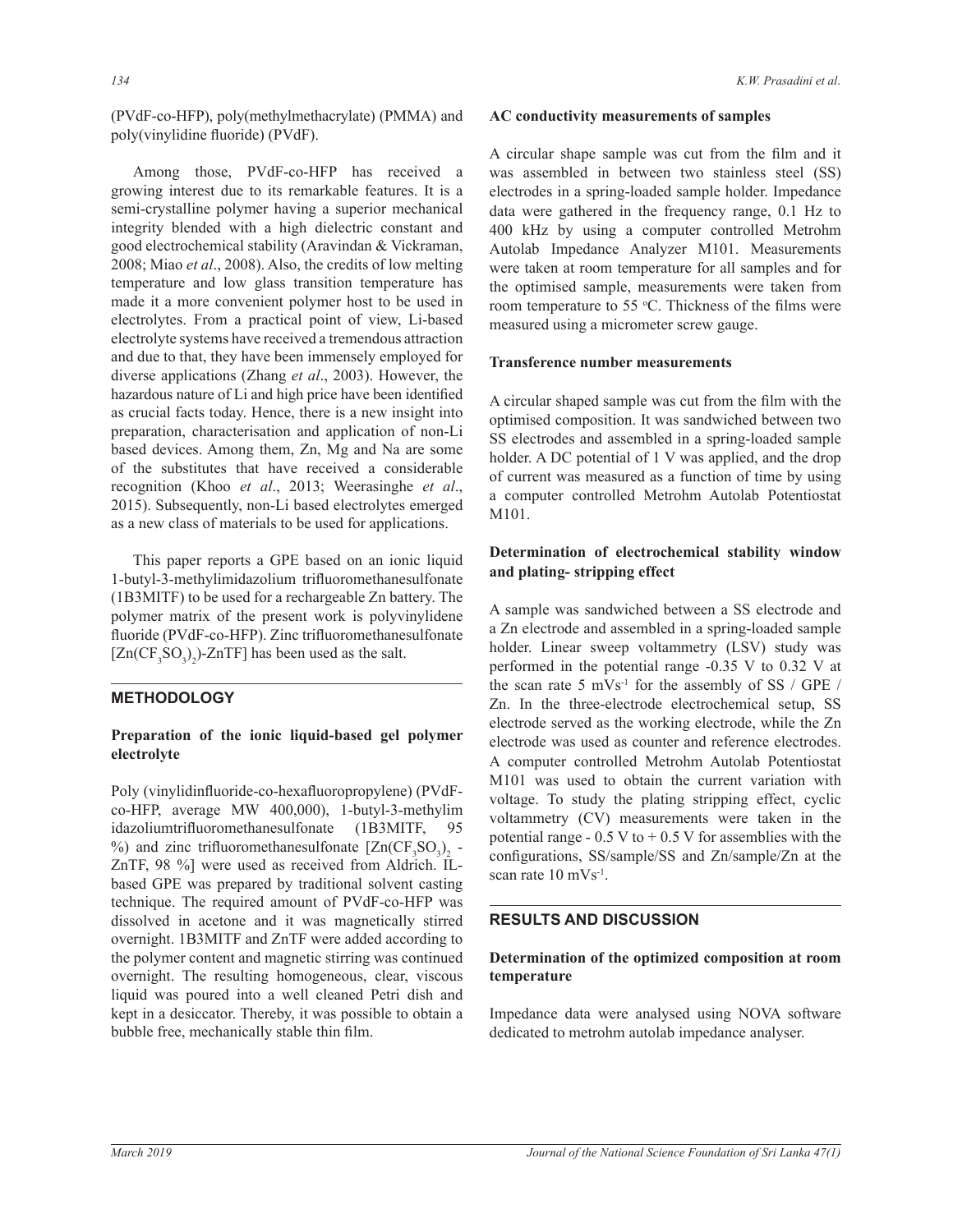(PVdF-co-HFP), poly(methylmethacrylate) (PMMA) and poly(vinylidine fluoride) (PVdF).

Among those, PVdF-co-HFP has received a growing interest due to its remarkable features. It is a semi-crystalline polymer having a superior mechanical integrity blended with a high dielectric constant and good electrochemical stability (Aravindan & Vickraman, 2008; Miao *et al*., 2008). Also, the credits of low melting temperature and low glass transition temperature has made it a more convenient polymer host to be used in electrolytes. From a practical point of view, Li-based electrolyte systems have received a tremendous attraction and due to that, they have been immensely employed for diverse applications (Zhang *et al*., 2003). However, the hazardous nature of Li and high price have been identified as crucial facts today. Hence, there is a new insight into preparation, characterisation and application of non-Li based devices. Among them, Zn, Mg and Na are some of the substitutes that have received a considerable recognition (Khoo *et al*., 2013; Weerasinghe *et al*., 2015). Subsequently, non-Li based electrolytes emerged as a new class of materials to be used for applications.

This paper reports a GPE based on an ionic liquid 1-butyl-3-methylimidazolium trifluoromethanesulfonate (1B3MITF) to be used for a rechargeable Zn battery. The polymer matrix of the present work is polyvinylidene fluoride (PVdF-co-HFP). Zinc trifluoromethanesulfonate $[Zn(CF_3SO_3)_2)$-ZnTF] has been used as the salt.

## METHODOLOGY

### Preparation of the ionic liquid-based gel polymer electrolyte

Poly (vinylidinfluoride-co-hexafluoropropylene) (PVdF-co-HFP, average MW 400,000), 1-butyl-3-methylim idazoliumtrifluoromethanesulfonate (1B3MITF, 95 %) and zinc trifluoromethanesulfonate $[Zn(CF_3SO_3)_2$ - ZnTF, 98 %] were used as received from Aldrich. IL-based GPE was prepared by traditional solvent casting technique. The required amount of PVdF-co-HFP was dissolved in acetone and it was magnetically stirred overnight. 1B3MITF and ZnTF were added according to the polymer content and magnetic stirring was continued overnight. The resulting homogeneous, clear, viscous liquid was poured into a well cleaned Petri dish and kept in a desiccator. Thereby, it was possible to obtain a bubble free, mechanically stable thin film.

### AC conductivity measurements of samples

A circular shape sample was cut from the film and it was assembled in between two stainless steel (SS) electrodes in a spring-loaded sample holder. Impedance data were gathered in the frequency range, 0.1 Hz to 400 kHz by using a computer controlled Metrohm Autolab Impedance Analyzer M101. Measurements were taken at room temperature for all samples and for the optimised sample, measurements were taken from room temperature to 55 °C. Thickness of the films were measured using a micrometer screw gauge.

### Transference number measurements

A circular shaped sample was cut from the film with the optimised composition. It was sandwiched between two SS electrodes and assembled in a spring-loaded sample holder. A DC potential of 1 V was applied, and the drop of current was measured as a function of time by using a computer controlled Metrohm Autolab Potentiostat M101.

### Determination of electrochemical stability window and plating- stripping effect

A sample was sandwiched between a SS electrode and a Zn electrode and assembled in a spring-loaded sample holder. Linear sweep voltammetry (LSV) study was performed in the potential range -0.35 V to 0.32 V at the scan rate 5 $mVs^{-1}$ for the assembly of SS / GPE / Zn. In the three-electrode electrochemical setup, SS electrode served as the working electrode, while the Zn electrode was used as counter and reference electrodes. A computer controlled Metrohm Autolab Potentiostat M101 was used to obtain the current variation with voltage. To study the plating stripping effect, cyclic voltammetry (CV) measurements were taken in the potential range - 0.5 V to + 0.5 V for assemblies with the configurations, SS/sample/SS and Zn/sample/Zn at the scan rate 10 $mVs^{-1}$.

## RESULTS AND DISCUSSION

### Determination of the optimized composition at room temperature

Impedance data were analysed using NOVA software dedicated to metrohm autolab impedance analyser.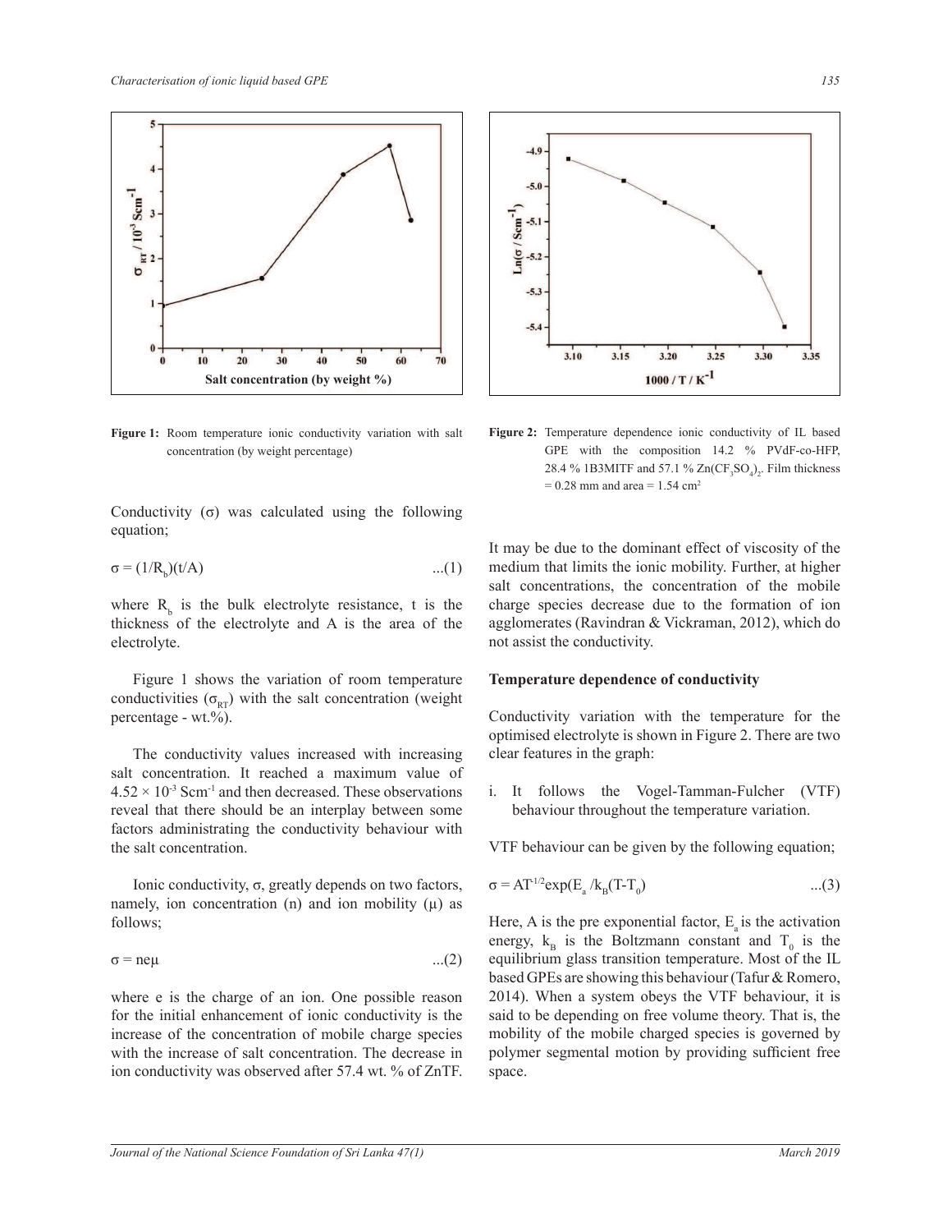Figure 1: Room temperature ionic conductivity variation with salt concentration (by weight percentage)

Figure 2: Temperature dependence ionic conductivity of IL based GPE with the composition 14.2 % PVdF-co-HFP, 28.4 % 1B3MITF and 57.1 % $Zn(CF_3SO_4)_2$. Film thickness = 0.28 mm and area = 1.54 $cm^2$

Conductivity ($\sigma$) was calculated using the following equation;

$$\sigma = (1/R_b)(t/A) \quad ...(1)$$

where $R_b$ is the bulk electrolyte resistance, t is the thickness of the electrolyte and A is the area of the electrolyte.

Figure 1 shows the variation of room temperature conductivities ($\sigma_{RT}$) with the salt concentration (weight percentage - wt.%).

The conductivity values increased with increasing salt concentration. It reached a maximum value of $4.52 \times 10^{-3}$ $Scm^{-1}$ and then decreased. These observations reveal that there should be an interplay between some factors administrating the conductivity behaviour with the salt concentration.

Ionic conductivity, $\sigma$, greatly depends on two factors, namely, ion concentration (n) and ion mobility ($\mu$) as follows;

$$\sigma = ne\mu \quad ...(2)$$

where e is the charge of an ion. One possible reason for the initial enhancement of ionic conductivity is the increase of the concentration of mobile charge species with the increase of salt concentration. The decrease in ion conductivity was observed after 57.4 wt. % of ZnTF. It may be due to the dominant effect of viscosity of the medium that limits the ionic mobility. Further, at higher salt concentrations, the concentration of the mobile charge species decrease due to the formation of ion agglomerates (Ravindran & Vickraman, 2012), which do not assist the conductivity.

### Temperature dependence of conductivity

Conductivity variation with the temperature for the optimised electrolyte is shown in Figure 2. There are two clear features in the graph:

i. It follows the Vogel-Tamman-Fulcher (VTF) behaviour throughout the temperature variation.

VTF behaviour can be given by the following equation;

$$\sigma = AT^{-1/2}\exp(E_a / k_B(T-T_0)) \quad ...(3)$$

Here, A is the pre exponential factor, $E_a$ is the activation energy, $k_B$ is the Boltzmann constant and $T_0$ is the equilibrium glass transition temperature. Most of the IL based GPEs are showing this behaviour (Tafur & Romero, 2014). When a system obeys the VTF behaviour, it is said to be depending on free volume theory. That is, the mobility of the mobile charged species is governed by polymer segmental motion by providing sufficient free space.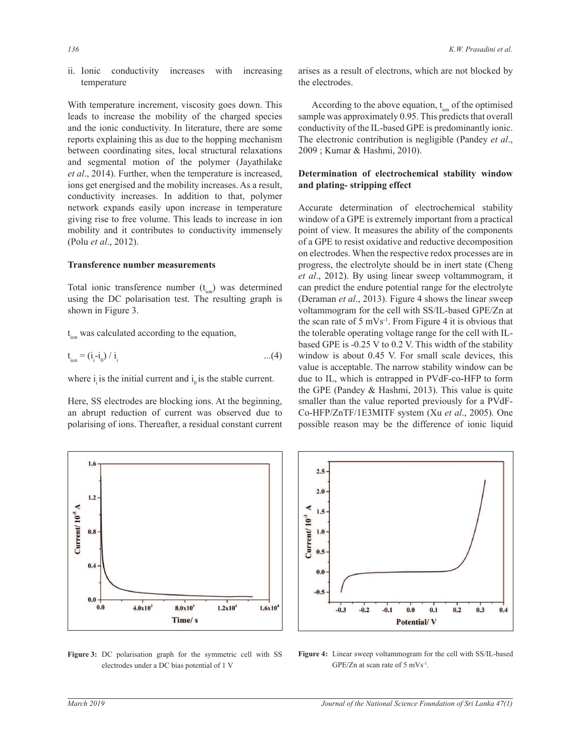ii. Ionic conductivity increases with increasing temperature

With temperature increment, viscosity goes down. This leads to increase the mobility of the charged species and the ionic conductivity. In literature, there are some reports explaining this as due to the hopping mechanism between coordinating sites, local structural relaxations and segmental motion of the polymer (Jayathilake *et al*., 2014). Further, when the temperature is increased, ions get energised and the mobility increases. As a result, conductivity increases. In addition to that, polymer network expands easily upon increase in temperature giving rise to free volume. This leads to increase in ion mobility and it contributes to conductivity immensely (Polu *et al*., 2012).

### Transference number measurements

Total ionic transference number ($t_{ion}$) was determined using the DC polarisation test. The resulting graph is shown in Figure 3.

$t_{ion}$ was calculated according to the equation,

$$t_{ion} = (i_i - i_0) / i_i \qquad ...(4)$$

where $i_i$ is the initial current and $i_0$ is the stable current.

Here, SS electrodes are blocking ions. At the beginning, an abrupt reduction of current was observed due to polarising of ions. Thereafter, a residual constant current arises as a result of electrons, which are not blocked by the electrodes.

According to the above equation, $t_{ion}$ of the optimised sample was approximately 0.95. This predicts that overall conductivity of the IL-based GPE is predominantly ionic. The electronic contribution is negligible (Pandey *et al*., 2009 ; Kumar & Hashmi, 2010).

### Determination of electrochemical stability window and plating- stripping effect

Accurate determination of electrochemical stability window of a GPE is extremely important from a practical point of view. It measures the ability of the components of a GPE to resist oxidative and reductive decomposition on electrodes. When the respective redox processes are in progress, the electrolyte should be in inert state (Cheng *et al*., 2012). By using linear sweep voltammogram, it can predict the endure potential range for the electrolyte (Deraman *et al*., 2013). Figure 4 shows the linear sweep voltammogram for the cell with SS/IL-based GPE/Zn at the scan rate of 5 mVs$^{-1}$. From Figure 4 it is obvious that the tolerable operating voltage range for the cell with IL-based GPE is -0.25 V to 0.2 V. This width of the stability window is about 0.45 V. For small scale devices, this value is acceptable. The narrow stability window can be due to IL, which is entrapped in PVdF-co-HFP to form the GPE (Pandey & Hashmi, 2013). This value is quite smaller than the value reported previously for a PVdF-Co-HFP/ZnTF/1E3MITF system (Xu *et al*., 2005). One possible reason may be the difference of ionic liquid

**Figure 3:** DC polarisation graph for the symmetric cell with SS electrodes under a DC bias potential of 1 V

**Figure 4:** Linear sweep voltammogram for the cell with SS/IL-based GPE/Zn at scan rate of 5 mVs$^{-1}$.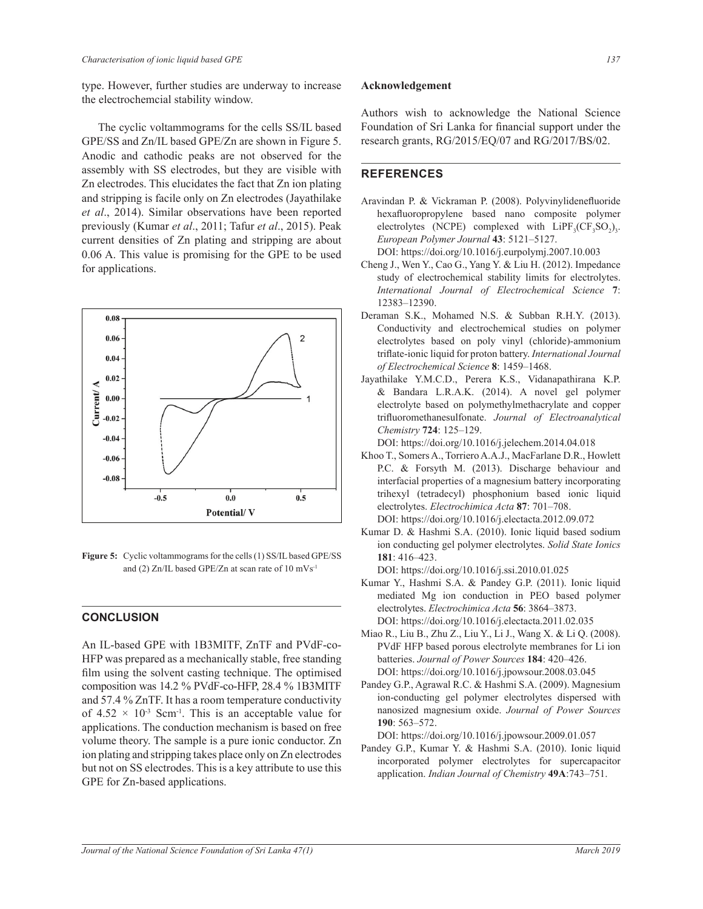type. However, further studies are underway to increase the electrochemcial stability window.

The cyclic voltammograms for the cells SS/IL based GPE/SS and Zn/IL based GPE/Zn are shown in Figure 5. Anodic and cathodic peaks are not observed for the assembly with SS electrodes, but they are visible with Zn electrodes. This elucidates the fact that Zn ion plating and stripping is facile only on Zn electrodes (Jayathilake *et al*., 2014). Similar observations have been reported previously (Kumar *et al*., 2011; Tafur *et al*., 2015). Peak current densities of Zn plating and stripping are about 0.06 A. This value is promising for the GPE to be used for applications.

**Figure 5:** Cyclic voltammograms for the cells (1) SS/IL based GPE/SS and (2) Zn/IL based GPE/Zn at scan rate of 10 $mVs^{-1}$

## CONCLUSION

An IL-based GPE with 1B3MITF, ZnTF and PVdF-co-HFP was prepared as a mechanically stable, free standing film using the solvent casting technique. The optimised composition was 14.2 % PVdF-co-HFP, 28.4 % 1B3MITF and 57.4 % ZnTF. It has a room temperature conductivity of $4.52 \times 10^{-3}$ $Scm^{-1}$. This is an acceptable value for applications. The conduction mechanism is based on free volume theory. The sample is a pure ionic conductor. Zn ion plating and stripping takes place only on Zn electrodes but not on SS electrodes. This is a key attribute to use this GPE for Zn-based applications.

**Acknowledgement**

Authors wish to acknowledge the National Science Foundation of Sri Lanka for financial support under the research grants, RG/2015/EQ/07 and RG/2017/BS/02.

## REFERENCES

Aravindan P. & Vickraman P. (2008). Polyvinylidenefluoride hexafluoropropylene based nano composite polymer electrolytes (NCPE) complexed with $LiPF_3(CF_3SO_2)_3$. *European Polymer Journal* **43**: 5121–5127.
DOI: https://doi.org/10.1016/j.eurpolymj.2007.10.003

Cheng J., Wen Y., Cao G., Yang Y. & Liu H. (2012). Impedance study of electrochemical stability limits for electrolytes. *International Journal of Electrochemical Science* **7**: 12383–12390.

Deraman S.K., Mohamed N.S. & Subban R.H.Y. (2013). Conductivity and electrochemical studies on polymer electrolytes based on poly vinyl (chloride)-ammonium triflate-ionic liquid for proton battery. *International Journal of Electrochemical Science* **8**: 1459–1468.

Jayathilake Y.M.C.D., Perera K.S., Vidanapathirana K.P. & Bandara L.R.A.K. (2014). A novel gel polymer electrolyte based on polymethylmethacrylate and copper trifluoromethanesulfonate. *Journal of Electroanalytical Chemistry* **724**: 125–129.
DOI: https://doi.org/10.1016/j.jelechem.2014.04.018

Khoo T., Somers A., Torriero A.A.J., MacFarlane D.R., Howlett P.C. & Forsyth M. (2013). Discharge behaviour and interfacial properties of a magnesium battery incorporating trihexyl (tetradecyl) phosphonium based ionic liquid electrolytes. *Electrochimica Acta* **87**: 701–708.
DOI: https://doi.org/10.1016/j.electacta.2012.09.072

Kumar D. & Hashmi S.A. (2010). Ionic liquid based sodium ion conducting gel polymer electrolytes. *Solid State Ionics* **181**: 416–423.
DOI: https://doi.org/10.1016/j.ssi.2010.01.025

Kumar Y., Hashmi S.A. & Pandey G.P. (2011). Ionic liquid mediated Mg ion conduction in PEO based polymer electrolytes. *Electrochimica Acta* **56**: 3864–3873.
DOI: https://doi.org/10.1016/j.electacta.2011.02.035

Miao R., Liu B., Zhu Z., Liu Y., Li J., Wang X. & Li Q. (2008). PVdF HFP based porous electrolyte membranes for Li ion batteries. *Journal of Power Sources* **184**: 420–426.
DOI: https://doi.org/10.1016/j.jpowsour.2008.03.045

Pandey G.P., Agrawal R.C. & Hashmi S.A. (2009). Magnesium ion-conducting gel polymer electrolytes dispersed with nanosized magnesium oxide. *Journal of Power Sources* **190**: 563–572.
DOI: https://doi.org/10.1016/j.jpowsour.2009.01.057

Pandey G.P., Kumar Y. & Hashmi S.A. (2010). Ionic liquid incorporated polymer electrolytes for supercapacitor application. *Indian Journal of Chemistry* **49A**:743–751.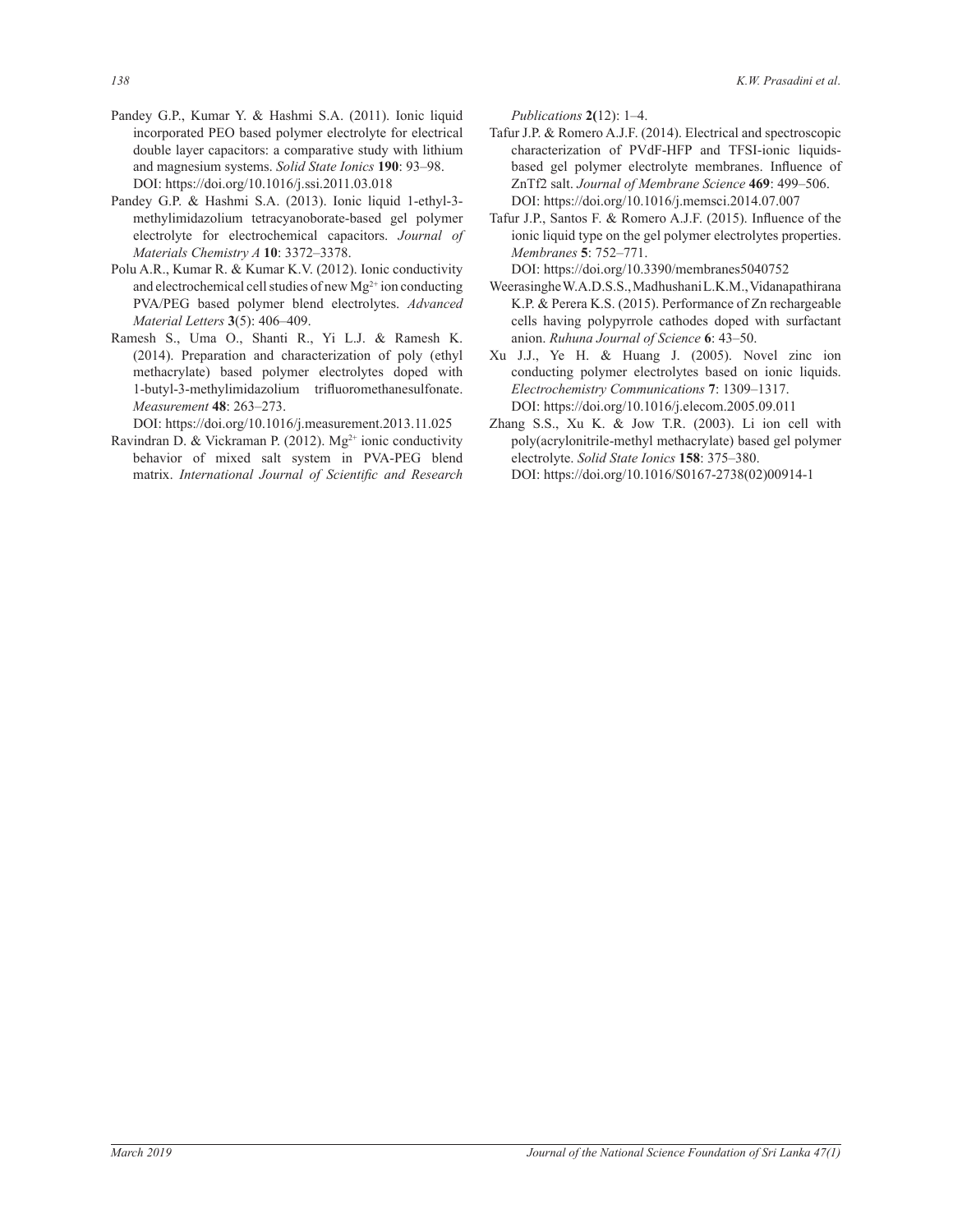Pandey G.P., Kumar Y. & Hashmi S.A. (2011). Ionic liquid incorporated PEO based polymer electrolyte for electrical double layer capacitors: a comparative study with lithium and magnesium systems. *Solid State Ionics* **190**: 93–98. DOI: https://doi.org/10.1016/j.ssi.2011.03.018

Pandey G.P. & Hashmi S.A. (2013). Ionic liquid 1-ethyl-3-methylimidazolium tetracyanoborate-based gel polymer electrolyte for electrochemical capacitors. *Journal of Materials Chemistry A* **10**: 3372–3378.

Polu A.R., Kumar R. & Kumar K.V. (2012). Ionic conductivity and electrochemical cell studies of new $Mg^{2+}$ ion conducting PVA/PEG based polymer blend electrolytes. *Advanced Material Letters* **3**(5): 406–409.

Ramesh S., Uma O., Shanti R., Yi L.J. & Ramesh K. (2014). Preparation and characterization of poly (ethyl methacrylate) based polymer electrolytes doped with 1-butyl-3-methylimidazolium trifluoromethanesulfonate. *Measurement* **48**: 263–273. DOI: https://doi.org/10.1016/j.measurement.2013.11.025

Ravindran D. & Vickraman P. (2012). $Mg^{2+}$ ionic conductivity behavior of mixed salt system in PVA-PEG blend matrix. *International Journal of Scientific and Research Publications* **2**(12): 1–4.

Tafur J.P. & Romero A.J.F. (2014). Electrical and spectroscopic characterization of PVdF-HFP and TFSI-ionic liquids-based gel polymer electrolyte membranes. Influence of ZnTf2 salt. *Journal of Membrane Science* **469**: 499–506. DOI: https://doi.org/10.1016/j.memsci.2014.07.007

Tafur J.P., Santos F. & Romero A.J.F. (2015). Influence of the ionic liquid type on the gel polymer electrolytes properties. *Membranes* **5**: 752–771. DOI: https://doi.org/10.3390/membranes5040752

Weerasinghe W.A.D.S.S., Madhushani L.K.M., Vidanapathirana K.P. & Perera K.S. (2015). Performance of Zn rechargeable cells having polypyrrole cathodes doped with surfactant anion. *Ruhuna Journal of Science* **6**: 43–50.

Xu J.J., Ye H. & Huang J. (2005). Novel zinc ion conducting polymer electrolytes based on ionic liquids. *Electrochemistry Communications* **7**: 1309–1317. DOI: https://doi.org/10.1016/j.elecom.2005.09.011

Zhang S.S., Xu K. & Jow T.R. (2003). Li ion cell with poly(acrylonitrile-methyl methacrylate) based gel polymer electrolyte. *Solid State Ionics* **158**: 375–380. DOI: https://doi.org/10.1016/S0167-2738(02)00914-1